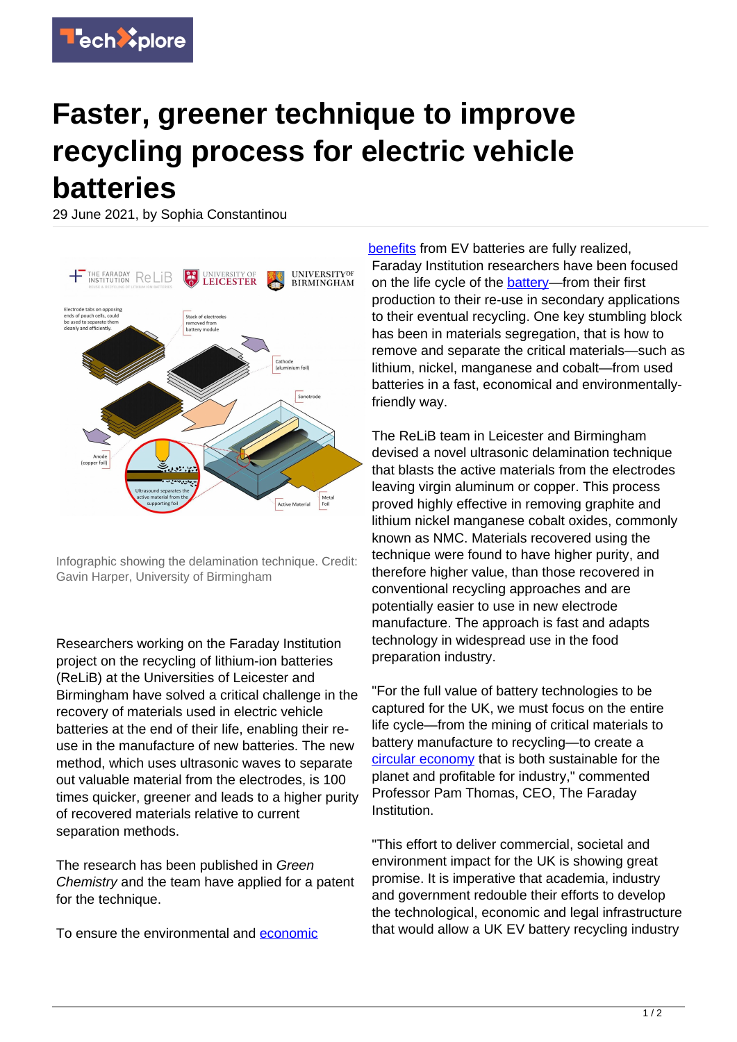# Faster, greener technique to improve recycling process for electric vehicle batteries

29 June 2021, by Sophia Constantinou

Infographic showing the delamination technique. Credit: Gavin Harper, University of Birmingham

Researchers working on the Faraday Institution project on the recycling of lithium-ion batteries (ReLiB) at the Universities of Leicester and Birmingham have solved a critical challenge in the recovery of materials used in electric vehicle batteries at the end of their life, enabling their re-use in the manufacture of new batteries. The new method, which uses ultrasonic waves to separate out valuable material from the electrodes, is 100 times quicker, greener and leads to a higher purity of recovered materials relative to current separation methods.

The research has been published in *Green Chemistry* and the team have applied for a patent for the technique.

To ensure the environmental and economic benefits from EV batteries are fully realized, Faraday Institution researchers have been focused on the life cycle of the battery—from their first production to their re-use in secondary applications to their eventual recycling. One key stumbling block has been in materials segregation, that is how to remove and separate the critical materials—such as lithium, nickel, manganese and cobalt—from used batteries in a fast, economical and environmentally-friendly way.

The ReLiB team in Leicester and Birmingham devised a novel ultrasonic delamination technique that blasts the active materials from the electrodes leaving virgin aluminum or copper. This process proved highly effective in removing graphite and lithium nickel manganese cobalt oxides, commonly known as NMC. Materials recovered using the technique were found to have higher purity, and therefore higher value, than those recovered in conventional recycling approaches and are potentially easier to use in new electrode manufacture. The approach is fast and adapts technology in widespread use in the food preparation industry.

"For the full value of battery technologies to be captured for the UK, we must focus on the entire life cycle—from the mining of critical materials to battery manufacture to recycling—to create a circular economy that is both sustainable for the planet and profitable for industry," commented Professor Pam Thomas, CEO, The Faraday Institution.

"This effort to deliver commercial, societal and environment impact for the UK is showing great promise. It is imperative that academia, industry and government redouble their efforts to develop the technological, economic and legal infrastructure that would allow a UK EV battery recycling industry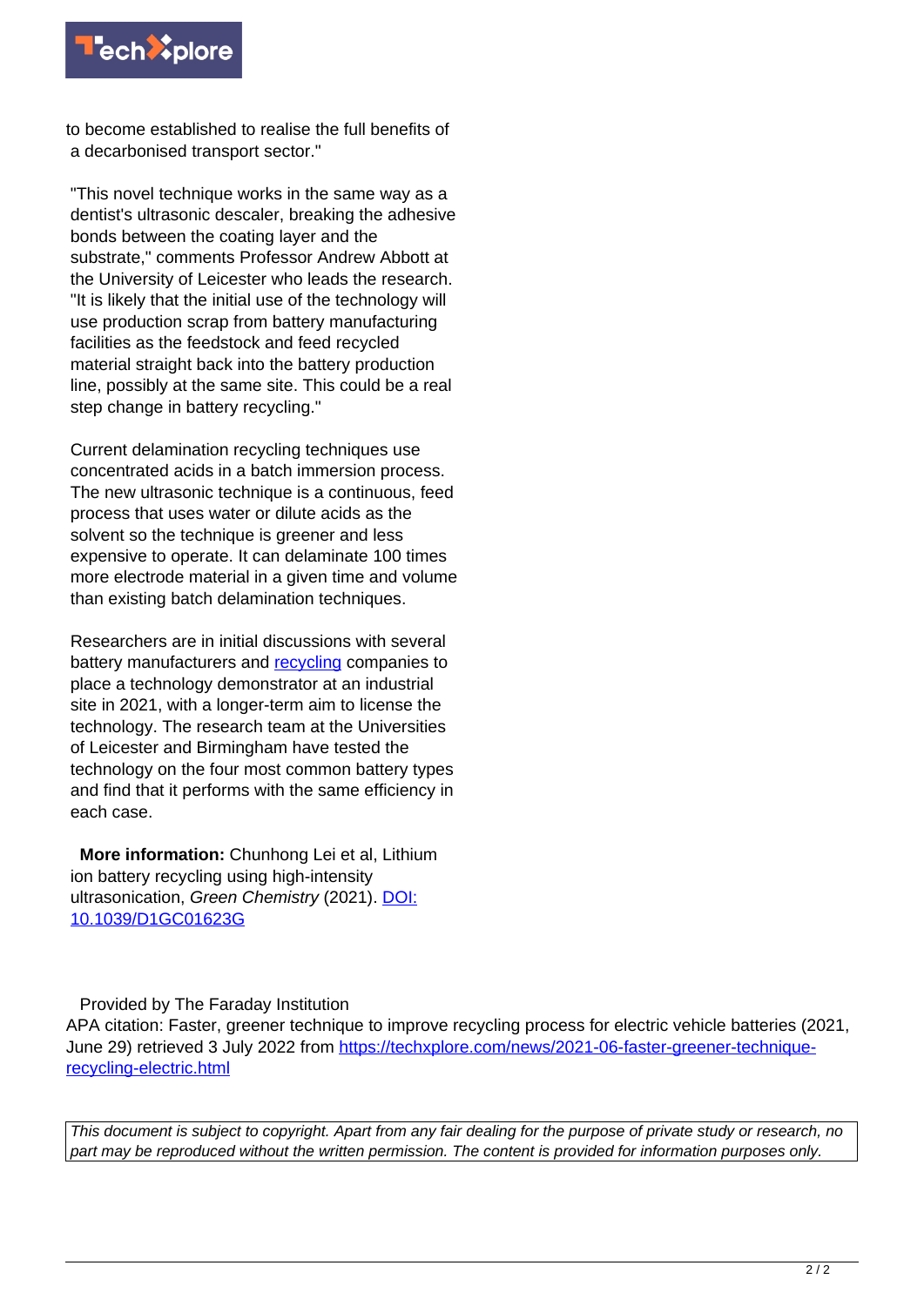to become established to realise the full benefits of a decarbonised transport sector."

"This novel technique works in the same way as a dentist's ultrasonic descaler, breaking the adhesive bonds between the coating layer and the substrate," comments Professor Andrew Abbott at the University of Leicester who leads the research. "It is likely that the initial use of the technology will use production scrap from battery manufacturing facilities as the feedstock and feed recycled material straight back into the battery production line, possibly at the same site. This could be a real step change in battery recycling."

Current delamination recycling techniques use concentrated acids in a batch immersion process. The new ultrasonic technique is a continuous, feed process that uses water or dilute acids as the solvent so the technique is greener and less expensive to operate. It can delaminate 100 times more electrode material in a given time and volume than existing batch delamination techniques.

Researchers are in initial discussions with several battery manufacturers and recycling companies to place a technology demonstrator at an industrial site in 2021, with a longer-term aim to license the technology. The research team at the Universities of Leicester and Birmingham have tested the technology on the four most common battery types and find that it performs with the same efficiency in each case.

**More information:** Chunhong Lei et al, Lithium ion battery recycling using high-intensity ultrasonication, *Green Chemistry* (2021). DOI: 10.1039/D1GC01623G

Provided by The Faraday Institution

APA citation: Faster, greener technique to improve recycling process for electric vehicle batteries (2021, June 29) retrieved 3 July 2022 from https://techxplore.com/news/2021-06-faster-greener-technique-recycling-electric.html

*This document is subject to copyright. Apart from any fair dealing for the purpose of private study or research, no part may be reproduced without the written permission. The content is provided for information purposes only.*